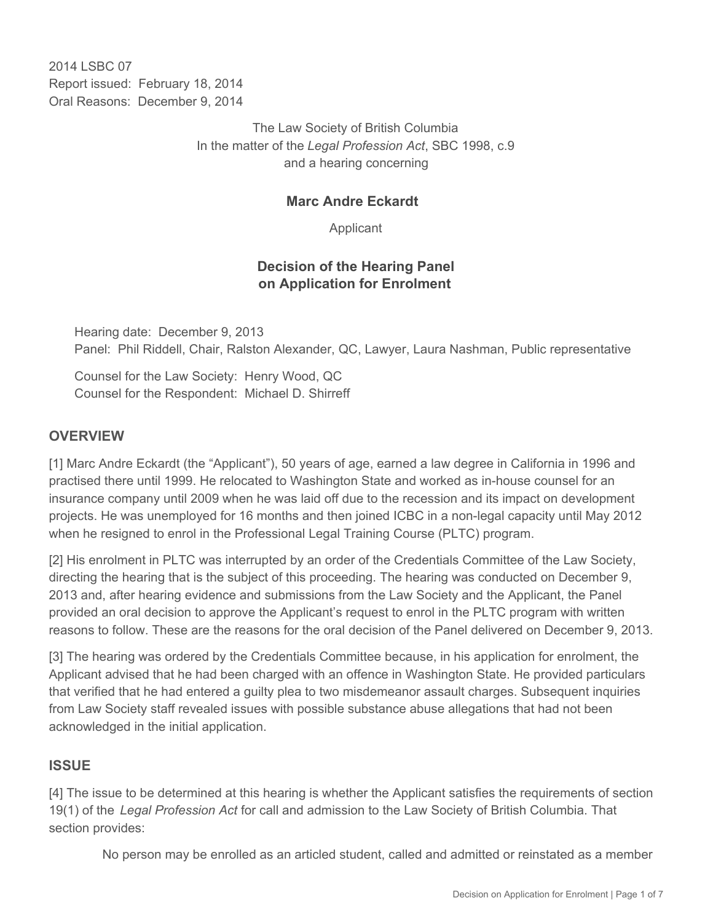2014 LSBC 07
Report issued: February 18, 2014
Oral Reasons: December 9, 2014

The Law Society of British Columbia
In the matter of the *Legal Profession Act*, SBC 1998, c.9
and a hearing concerning

**Marc Andre Eckardt**

Applicant

**Decision of the Hearing Panel on Application for Enrolment**

Hearing date: December 9, 2013
Panel: Phil Riddell, Chair, Ralston Alexander, QC, Lawyer, Laura Nashman, Public representative

Counsel for the Law Society: Henry Wood, QC
Counsel for the Respondent: Michael D. Shirreff

## OVERVIEW

[1] Marc Andre Eckardt (the "Applicant"), 50 years of age, earned a law degree in California in 1996 and practised there until 1999. He relocated to Washington State and worked as in-house counsel for an insurance company until 2009 when he was laid off due to the recession and its impact on development projects. He was unemployed for 16 months and then joined ICBC in a non-legal capacity until May 2012 when he resigned to enrol in the Professional Legal Training Course (PLTC) program.

[2] His enrolment in PLTC was interrupted by an order of the Credentials Committee of the Law Society, directing the hearing that is the subject of this proceeding. The hearing was conducted on December 9, 2013 and, after hearing evidence and submissions from the Law Society and the Applicant, the Panel provided an oral decision to approve the Applicant's request to enrol in the PLTC program with written reasons to follow. These are the reasons for the oral decision of the Panel delivered on December 9, 2013.

[3] The hearing was ordered by the Credentials Committee because, in his application for enrolment, the Applicant advised that he had been charged with an offence in Washington State. He provided particulars that verified that he had entered a guilty plea to two misdemeanor assault charges. Subsequent inquiries from Law Society staff revealed issues with possible substance abuse allegations that had not been acknowledged in the initial application.

## ISSUE

[4] The issue to be determined at this hearing is whether the Applicant satisfies the requirements of section 19(1) of the *Legal Profession Act* for call and admission to the Law Society of British Columbia. That section provides:

> No person may be enrolled as an articled student, called and admitted or reinstated as a member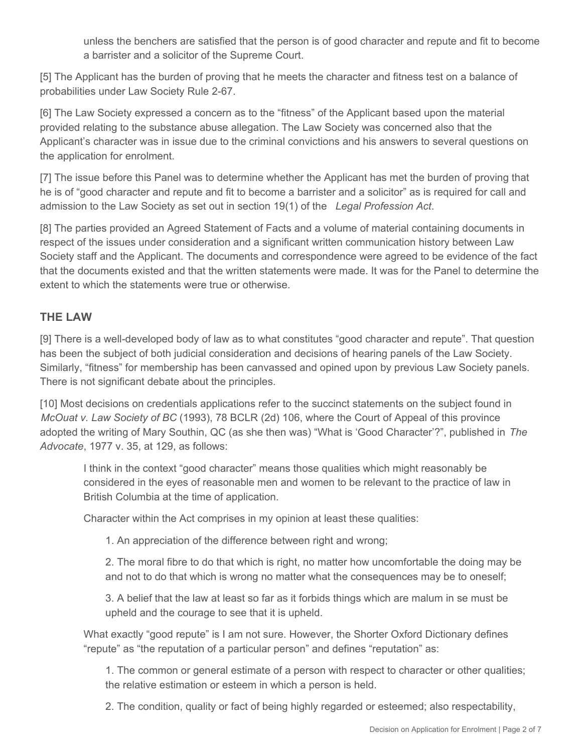unless the benchers are satisfied that the person is of good character and repute and fit to become a barrister and a solicitor of the Supreme Court.

[5] The Applicant has the burden of proving that he meets the character and fitness test on a balance of probabilities under Law Society Rule 2-67.

[6] The Law Society expressed a concern as to the "fitness" of the Applicant based upon the material provided relating to the substance abuse allegation. The Law Society was concerned also that the Applicant's character was in issue due to the criminal convictions and his answers to several questions on the application for enrolment.

[7] The issue before this Panel was to determine whether the Applicant has met the burden of proving that he is of "good character and repute and fit to become a barrister and a solicitor" as is required for call and admission to the Law Society as set out in section 19(1) of the *Legal Profession Act*.

[8] The parties provided an Agreed Statement of Facts and a volume of material containing documents in respect of the issues under consideration and a significant written communication history between Law Society staff and the Applicant. The documents and correspondence were agreed to be evidence of the fact that the documents existed and that the written statements were made. It was for the Panel to determine the extent to which the statements were true or otherwise.

## THE LAW

[9] There is a well-developed body of law as to what constitutes "good character and repute". That question has been the subject of both judicial consideration and decisions of hearing panels of the Law Society. Similarly, "fitness" for membership has been canvassed and opined upon by previous Law Society panels. There is not significant debate about the principles.

[10] Most decisions on credentials applications refer to the succinct statements on the subject found in *McOuat v. Law Society of BC* (1993), 78 BCLR (2d) 106, where the Court of Appeal of this province adopted the writing of Mary Southin, QC (as she then was) "What is 'Good Character'?", published in *The Advocate*, 1977 v. 35, at 129, as follows:

> I think in the context "good character" means those qualities which might reasonably be considered in the eyes of reasonable men and women to be relevant to the practice of law in British Columbia at the time of application.
>
> Character within the Act comprises in my opinion at least these qualities:
>
> 1. An appreciation of the difference between right and wrong;
>
> 2. The moral fibre to do that which is right, no matter how uncomfortable the doing may be and not to do that which is wrong no matter what the consequences may be to oneself;
>
> 3. A belief that the law at least so far as it forbids things which are malum in se must be upheld and the courage to see that it is upheld.
>
> What exactly "good repute" is I am not sure. However, the Shorter Oxford Dictionary defines "repute" as "the reputation of a particular person" and defines "reputation" as:
>
> 1. The common or general estimate of a person with respect to character or other qualities; the relative estimation or esteem in which a person is held.
>
> 2. The condition, quality or fact of being highly regarded or esteemed; also respectability,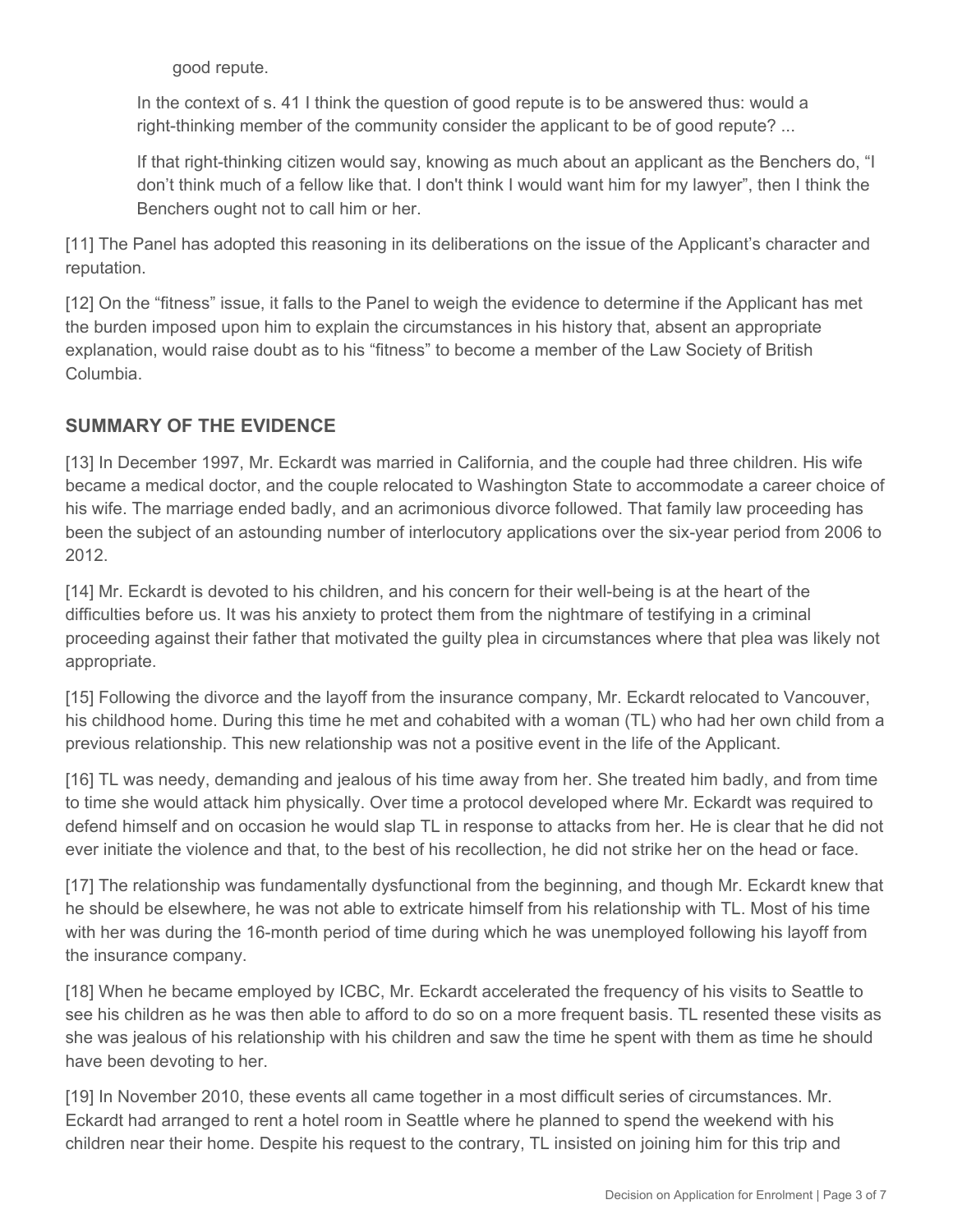good repute.

In the context of s. 41 I think the question of good repute is to be answered thus: would a right-thinking member of the community consider the applicant to be of good repute? ...

If that right-thinking citizen would say, knowing as much about an applicant as the Benchers do, "I don't think much of a fellow like that. I don't think I would want him for my lawyer", then I think the Benchers ought not to call him or her.

[11] The Panel has adopted this reasoning in its deliberations on the issue of the Applicant's character and reputation.

[12] On the "fitness" issue, it falls to the Panel to weigh the evidence to determine if the Applicant has met the burden imposed upon him to explain the circumstances in his history that, absent an appropriate explanation, would raise doubt as to his "fitness" to become a member of the Law Society of British Columbia.

## SUMMARY OF THE EVIDENCE

[13] In December 1997, Mr. Eckardt was married in California, and the couple had three children. His wife became a medical doctor, and the couple relocated to Washington State to accommodate a career choice of his wife. The marriage ended badly, and an acrimonious divorce followed. That family law proceeding has been the subject of an astounding number of interlocutory applications over the six-year period from 2006 to 2012.

[14] Mr. Eckardt is devoted to his children, and his concern for their well-being is at the heart of the difficulties before us. It was his anxiety to protect them from the nightmare of testifying in a criminal proceeding against their father that motivated the guilty plea in circumstances where that plea was likely not appropriate.

[15] Following the divorce and the layoff from the insurance company, Mr. Eckardt relocated to Vancouver, his childhood home. During this time he met and cohabited with a woman (TL) who had her own child from a previous relationship. This new relationship was not a positive event in the life of the Applicant.

[16] TL was needy, demanding and jealous of his time away from her. She treated him badly, and from time to time she would attack him physically. Over time a protocol developed where Mr. Eckardt was required to defend himself and on occasion he would slap TL in response to attacks from her. He is clear that he did not ever initiate the violence and that, to the best of his recollection, he did not strike her on the head or face.

[17] The relationship was fundamentally dysfunctional from the beginning, and though Mr. Eckardt knew that he should be elsewhere, he was not able to extricate himself from his relationship with TL. Most of his time with her was during the 16-month period of time during which he was unemployed following his layoff from the insurance company.

[18] When he became employed by ICBC, Mr. Eckardt accelerated the frequency of his visits to Seattle to see his children as he was then able to afford to do so on a more frequent basis. TL resented these visits as she was jealous of his relationship with his children and saw the time he spent with them as time he should have been devoting to her.

[19] In November 2010, these events all came together in a most difficult series of circumstances. Mr. Eckardt had arranged to rent a hotel room in Seattle where he planned to spend the weekend with his children near their home. Despite his request to the contrary, TL insisted on joining him for this trip and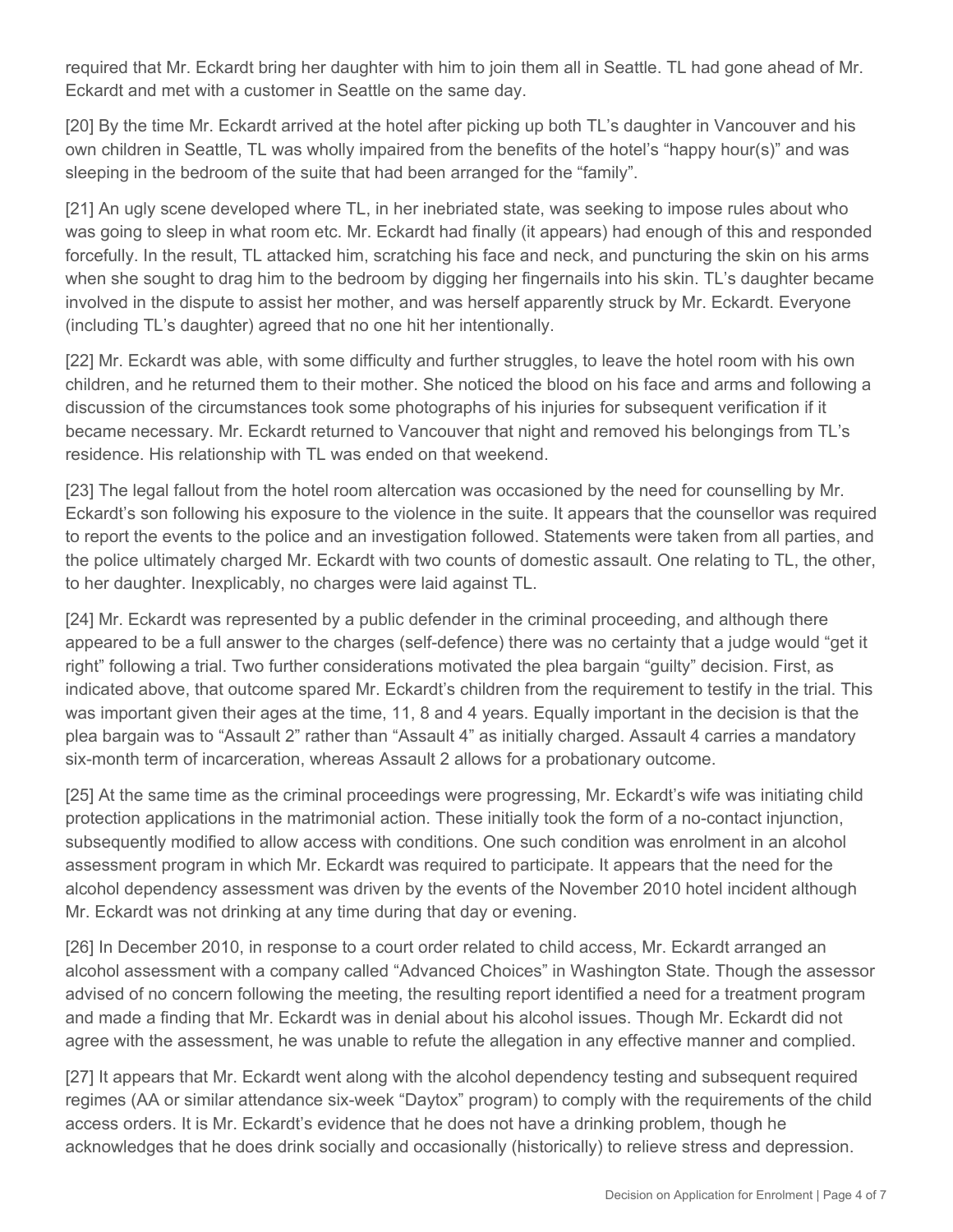required that Mr. Eckardt bring her daughter with him to join them all in Seattle. TL had gone ahead of Mr. Eckardt and met with a customer in Seattle on the same day.

[20] By the time Mr. Eckardt arrived at the hotel after picking up both TL's daughter in Vancouver and his own children in Seattle, TL was wholly impaired from the benefits of the hotel's "happy hour(s)" and was sleeping in the bedroom of the suite that had been arranged for the "family".

[21] An ugly scene developed where TL, in her inebriated state, was seeking to impose rules about who was going to sleep in what room etc. Mr. Eckardt had finally (it appears) had enough of this and responded forcefully. In the result, TL attacked him, scratching his face and neck, and puncturing the skin on his arms when she sought to drag him to the bedroom by digging her fingernails into his skin. TL's daughter became involved in the dispute to assist her mother, and was herself apparently struck by Mr. Eckardt. Everyone (including TL's daughter) agreed that no one hit her intentionally.

[22] Mr. Eckardt was able, with some difficulty and further struggles, to leave the hotel room with his own children, and he returned them to their mother. She noticed the blood on his face and arms and following a discussion of the circumstances took some photographs of his injuries for subsequent verification if it became necessary. Mr. Eckardt returned to Vancouver that night and removed his belongings from TL's residence. His relationship with TL was ended on that weekend.

[23] The legal fallout from the hotel room altercation was occasioned by the need for counselling by Mr. Eckardt's son following his exposure to the violence in the suite. It appears that the counsellor was required to report the events to the police and an investigation followed. Statements were taken from all parties, and the police ultimately charged Mr. Eckardt with two counts of domestic assault. One relating to TL, the other, to her daughter. Inexplicably, no charges were laid against TL.

[24] Mr. Eckardt was represented by a public defender in the criminal proceeding, and although there appeared to be a full answer to the charges (self-defence) there was no certainty that a judge would "get it right" following a trial. Two further considerations motivated the plea bargain "guilty" decision. First, as indicated above, that outcome spared Mr. Eckardt's children from the requirement to testify in the trial. This was important given their ages at the time, 11, 8 and 4 years. Equally important in the decision is that the plea bargain was to "Assault 2" rather than "Assault 4" as initially charged. Assault 4 carries a mandatory six-month term of incarceration, whereas Assault 2 allows for a probationary outcome.

[25] At the same time as the criminal proceedings were progressing, Mr. Eckardt's wife was initiating child protection applications in the matrimonial action. These initially took the form of a no-contact injunction, subsequently modified to allow access with conditions. One such condition was enrolment in an alcohol assessment program in which Mr. Eckardt was required to participate. It appears that the need for the alcohol dependency assessment was driven by the events of the November 2010 hotel incident although Mr. Eckardt was not drinking at any time during that day or evening.

[26] In December 2010, in response to a court order related to child access, Mr. Eckardt arranged an alcohol assessment with a company called "Advanced Choices" in Washington State. Though the assessor advised of no concern following the meeting, the resulting report identified a need for a treatment program and made a finding that Mr. Eckardt was in denial about his alcohol issues. Though Mr. Eckardt did not agree with the assessment, he was unable to refute the allegation in any effective manner and complied.

[27] It appears that Mr. Eckardt went along with the alcohol dependency testing and subsequent required regimes (AA or similar attendance six-week "Daytox" program) to comply with the requirements of the child access orders. It is Mr. Eckardt's evidence that he does not have a drinking problem, though he acknowledges that he does drink socially and occasionally (historically) to relieve stress and depression.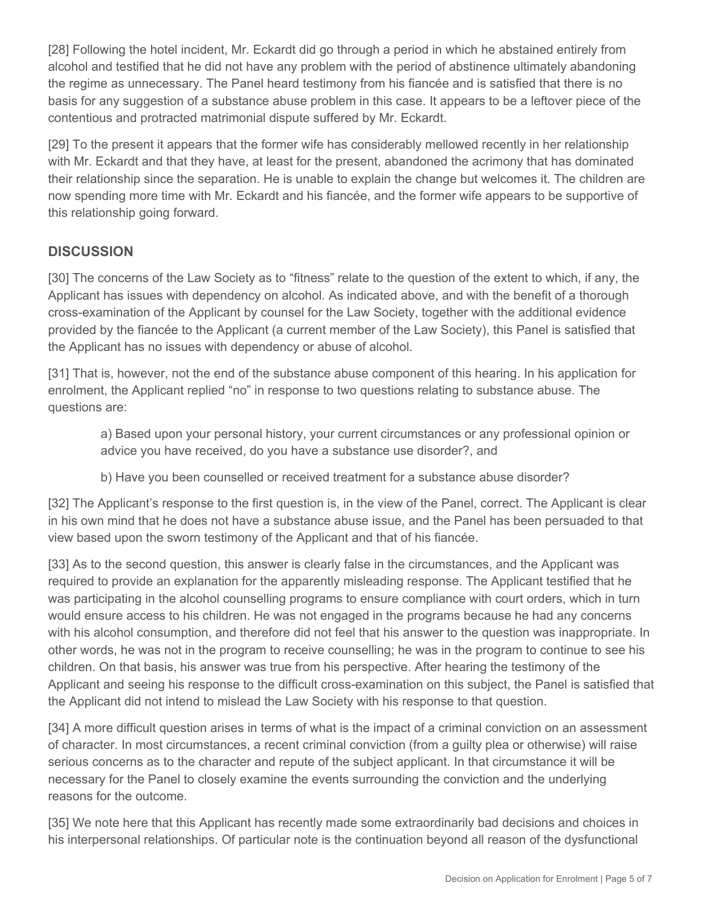[28] Following the hotel incident, Mr. Eckardt did go through a period in which he abstained entirely from alcohol and testified that he did not have any problem with the period of abstinence ultimately abandoning the regime as unnecessary. The Panel heard testimony from his fiancée and is satisfied that there is no basis for any suggestion of a substance abuse problem in this case. It appears to be a leftover piece of the contentious and protracted matrimonial dispute suffered by Mr. Eckardt.

[29] To the present it appears that the former wife has considerably mellowed recently in her relationship with Mr. Eckardt and that they have, at least for the present, abandoned the acrimony that has dominated their relationship since the separation. He is unable to explain the change but welcomes it. The children are now spending more time with Mr. Eckardt and his fiancée, and the former wife appears to be supportive of this relationship going forward.

## DISCUSSION

[30] The concerns of the Law Society as to "fitness" relate to the question of the extent to which, if any, the Applicant has issues with dependency on alcohol. As indicated above, and with the benefit of a thorough cross-examination of the Applicant by counsel for the Law Society, together with the additional evidence provided by the fiancée to the Applicant (a current member of the Law Society), this Panel is satisfied that the Applicant has no issues with dependency or abuse of alcohol.

[31] That is, however, not the end of the substance abuse component of this hearing. In his application for enrolment, the Applicant replied "no" in response to two questions relating to substance abuse. The questions are:

> a) Based upon your personal history, your current circumstances or any professional opinion or advice you have received, do you have a substance use disorder?, and
>
> b) Have you been counselled or received treatment for a substance abuse disorder?

[32] The Applicant's response to the first question is, in the view of the Panel, correct. The Applicant is clear in his own mind that he does not have a substance abuse issue, and the Panel has been persuaded to that view based upon the sworn testimony of the Applicant and that of his fiancée.

[33] As to the second question, this answer is clearly false in the circumstances, and the Applicant was required to provide an explanation for the apparently misleading response. The Applicant testified that he was participating in the alcohol counselling programs to ensure compliance with court orders, which in turn would ensure access to his children. He was not engaged in the programs because he had any concerns with his alcohol consumption, and therefore did not feel that his answer to the question was inappropriate. In other words, he was not in the program to receive counselling; he was in the program to continue to see his children. On that basis, his answer was true from his perspective. After hearing the testimony of the Applicant and seeing his response to the difficult cross-examination on this subject, the Panel is satisfied that the Applicant did not intend to mislead the Law Society with his response to that question.

[34] A more difficult question arises in terms of what is the impact of a criminal conviction on an assessment of character. In most circumstances, a recent criminal conviction (from a guilty plea or otherwise) will raise serious concerns as to the character and repute of the subject applicant. In that circumstance it will be necessary for the Panel to closely examine the events surrounding the conviction and the underlying reasons for the outcome.

[35] We note here that this Applicant has recently made some extraordinarily bad decisions and choices in his interpersonal relationships. Of particular note is the continuation beyond all reason of the dysfunctional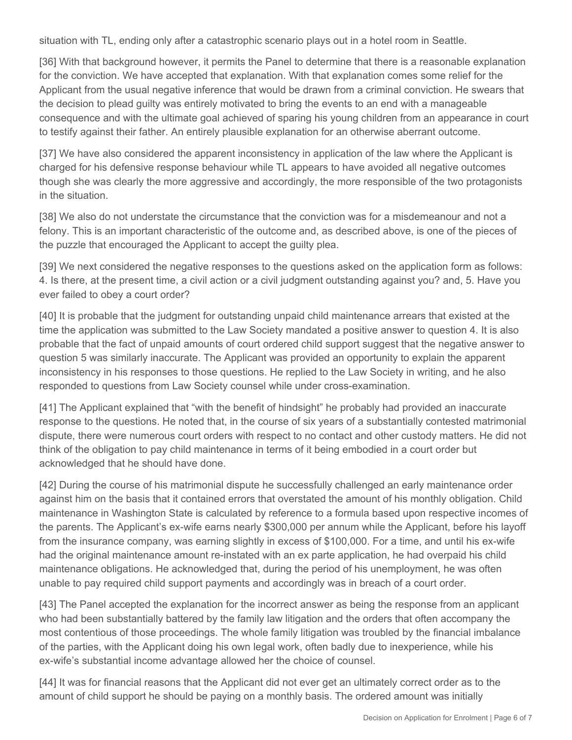situation with TL, ending only after a catastrophic scenario plays out in a hotel room in Seattle.

[36] With that background however, it permits the Panel to determine that there is a reasonable explanation for the conviction. We have accepted that explanation. With that explanation comes some relief for the Applicant from the usual negative inference that would be drawn from a criminal conviction. He swears that the decision to plead guilty was entirely motivated to bring the events to an end with a manageable consequence and with the ultimate goal achieved of sparing his young children from an appearance in court to testify against their father. An entirely plausible explanation for an otherwise aberrant outcome.

[37] We have also considered the apparent inconsistency in application of the law where the Applicant is charged for his defensive response behaviour while TL appears to have avoided all negative outcomes though she was clearly the more aggressive and accordingly, the more responsible of the two protagonists in the situation.

[38] We also do not understate the circumstance that the conviction was for a misdemeanour and not a felony. This is an important characteristic of the outcome and, as described above, is one of the pieces of the puzzle that encouraged the Applicant to accept the guilty plea.

[39] We next considered the negative responses to the questions asked on the application form as follows: 4. Is there, at the present time, a civil action or a civil judgment outstanding against you? and, 5. Have you ever failed to obey a court order?

[40] It is probable that the judgment for outstanding unpaid child maintenance arrears that existed at the time the application was submitted to the Law Society mandated a positive answer to question 4. It is also probable that the fact of unpaid amounts of court ordered child support suggest that the negative answer to question 5 was similarly inaccurate. The Applicant was provided an opportunity to explain the apparent inconsistency in his responses to those questions. He replied to the Law Society in writing, and he also responded to questions from Law Society counsel while under cross-examination.

[41] The Applicant explained that "with the benefit of hindsight" he probably had provided an inaccurate response to the questions. He noted that, in the course of six years of a substantially contested matrimonial dispute, there were numerous court orders with respect to no contact and other custody matters. He did not think of the obligation to pay child maintenance in terms of it being embodied in a court order but acknowledged that he should have done.

[42] During the course of his matrimonial dispute he successfully challenged an early maintenance order against him on the basis that it contained errors that overstated the amount of his monthly obligation. Child maintenance in Washington State is calculated by reference to a formula based upon respective incomes of the parents. The Applicant's ex-wife earns nearly $300,000 per annum while the Applicant, before his layoff from the insurance company, was earning slightly in excess of $100,000. For a time, and until his ex-wife had the original maintenance amount re-instated with an ex parte application, he had overpaid his child maintenance obligations. He acknowledged that, during the period of his unemployment, he was often unable to pay required child support payments and accordingly was in breach of a court order.

[43] The Panel accepted the explanation for the incorrect answer as being the response from an applicant who had been substantially battered by the family law litigation and the orders that often accompany the most contentious of those proceedings. The whole family litigation was troubled by the financial imbalance of the parties, with the Applicant doing his own legal work, often badly due to inexperience, while his ex-wife's substantial income advantage allowed her the choice of counsel.

[44] It was for financial reasons that the Applicant did not ever get an ultimately correct order as to the amount of child support he should be paying on a monthly basis. The ordered amount was initially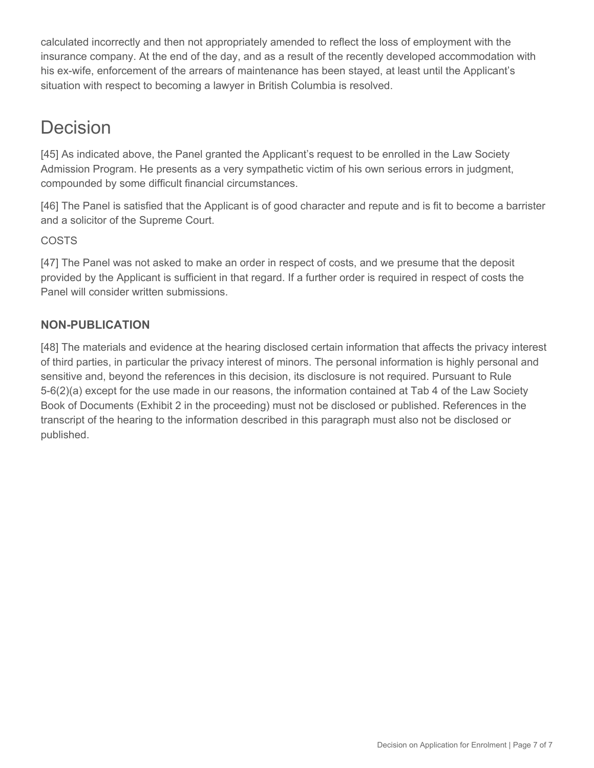calculated incorrectly and then not appropriately amended to reflect the loss of employment with the insurance company. At the end of the day, and as a result of the recently developed accommodation with his ex-wife, enforcement of the arrears of maintenance has been stayed, at least until the Applicant's situation with respect to becoming a lawyer in British Columbia is resolved.

# Decision

[45] As indicated above, the Panel granted the Applicant's request to be enrolled in the Law Society Admission Program. He presents as a very sympathetic victim of his own serious errors in judgment, compounded by some difficult financial circumstances.

[46] The Panel is satisfied that the Applicant is of good character and repute and is fit to become a barrister and a solicitor of the Supreme Court.

COSTS

[47] The Panel was not asked to make an order in respect of costs, and we presume that the deposit provided by the Applicant is sufficient in that regard. If a further order is required in respect of costs the Panel will consider written submissions.

### NON-PUBLICATION

[48] The materials and evidence at the hearing disclosed certain information that affects the privacy interest of third parties, in particular the privacy interest of minors. The personal information is highly personal and sensitive and, beyond the references in this decision, its disclosure is not required. Pursuant to Rule 5-6(2)(a) except for the use made in our reasons, the information contained at Tab 4 of the Law Society Book of Documents (Exhibit 2 in the proceeding) must not be disclosed or published. References in the transcript of the hearing to the information described in this paragraph must also not be disclosed or published.